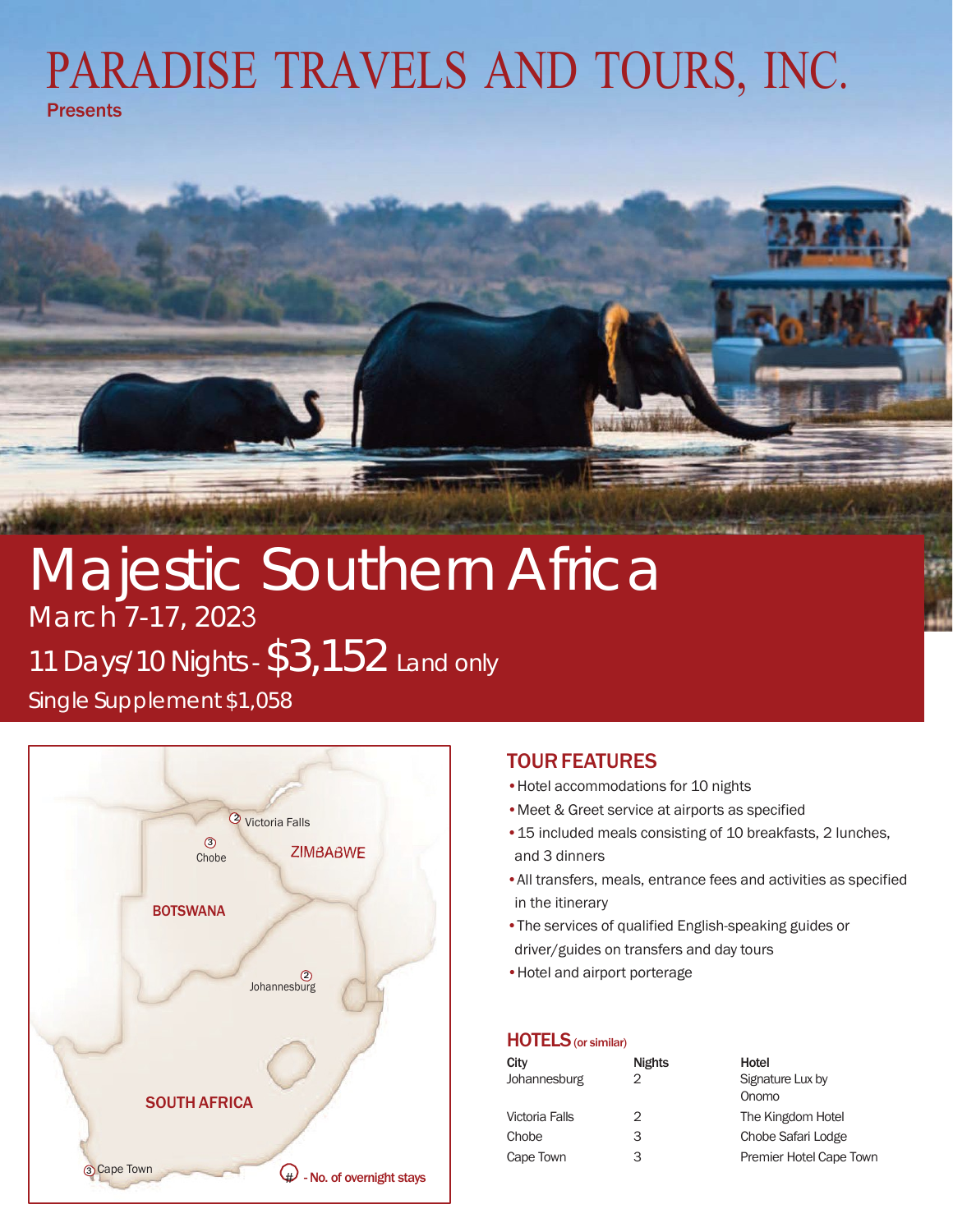# PARADISE TRAVELS AND TOURS, INC.

Presents

# Majestic Southern Africa

March 7-17, 2023

11 Days/10 Nights - $3,152 Land only

Single Supplement $1,058

Victoria Falls
Chobe
ZIMBABWE
BOTSWANA
Johannesburg
SOUTH AFRICA
Cape Town
# - No. of overnight stays

## TOUR FEATURES

- Hotel accommodations for 10 nights
- Meet & Greet service at airports as specified
- 15 included meals consisting of 10 breakfasts, 2 lunches, and 3 dinners
- All transfers, meals, entrance fees and activities as specified in the itinerary
- The services of qualified English-speaking guides or driver/guides on transfers and day tours
- Hotel and airport porterage

## HOTELS (or similar)

| City | Nights | Hotel |
|---|---|---|
| Johannesburg | 2 | Signature Lux by Onomo |
| Victoria Falls | 2 | The Kingdom Hotel |
| Chobe | 3 | Chobe Safari Lodge |
| Cape Town | 3 | Premier Hotel Cape Town |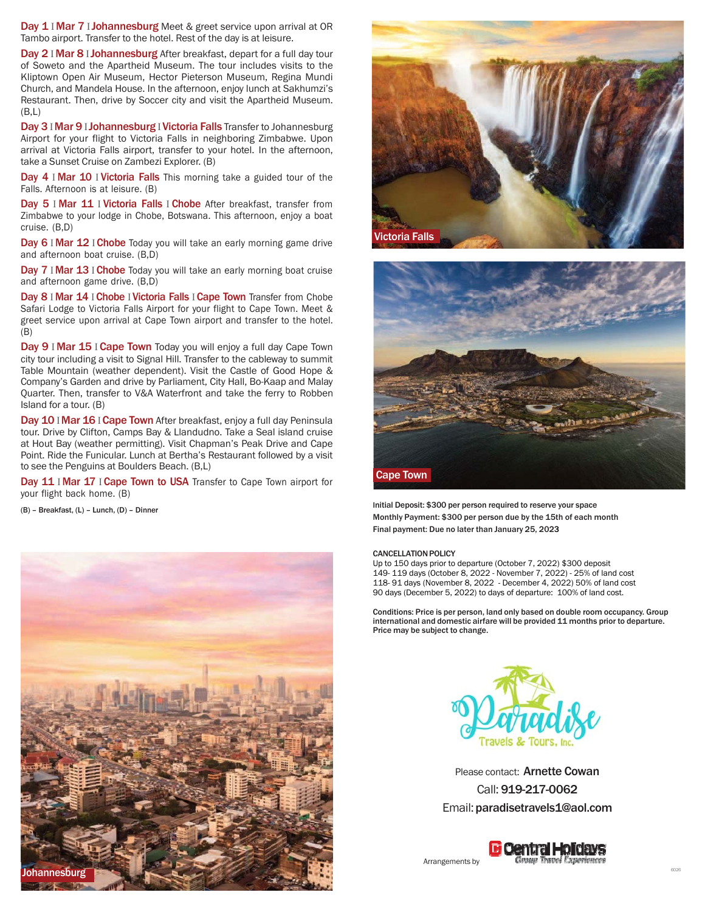**Day 1** I **Mar 7** I **Johannesburg** Meet & greet service upon arrival at OR Tambo airport. Transfer to the hotel. Rest of the day is at leisure.

**Day 2** I **Mar 8** I **Johannesburg** After breakfast, depart for a full day tour of Soweto and the Apartheid Museum. The tour includes visits to the Kliptown Open Air Museum, Hector Pieterson Museum, Regina Mundi Church, and Mandela House. In the afternoon, enjoy lunch at Sakhumzi's Restaurant. Then, drive by Soccer city and visit the Apartheid Museum. (B,L)

**Day 3** I **Mar 9** I **Johannesburg** I **Victoria Falls** Transfer to Johannesburg Airport for your flight to Victoria Falls in neighboring Zimbabwe. Upon arrival at Victoria Falls airport, transfer to your hotel. In the afternoon, take a Sunset Cruise on Zambezi Explorer. (B)

**Day 4** I **Mar 10** I **Victoria Falls** This morning take a guided tour of the Falls. Afternoon is at leisure. (B)

**Day 5** I **Mar 11** I **Victoria Falls** I **Chobe** After breakfast, transfer from Zimbabwe to your lodge in Chobe, Botswana. This afternoon, enjoy a boat cruise. (B,D)

**Day 6** I **Mar 12** I **Chobe** Today you will take an early morning game drive and afternoon boat cruise. (B,D)

**Day 7** I **Mar 13** I **Chobe** Today you will take an early morning boat cruise and afternoon game drive. (B,D)

**Day 8** I **Mar 14** I **Chobe** I **Victoria Falls** I **Cape Town** Transfer from Chobe Safari Lodge to Victoria Falls Airport for your flight to Cape Town. Meet & greet service upon arrival at Cape Town airport and transfer to the hotel. (B)

**Day 9** I **Mar 15** I **Cape Town** Today you will enjoy a full day Cape Town city tour including a visit to Signal Hill. Transfer to the cableway to summit Table Mountain (weather dependent). Visit the Castle of Good Hope & Company's Garden and drive by Parliament, City Hall, Bo-Kaap and Malay Quarter. Then, transfer to V&A Waterfront and take the ferry to Robben Island for a tour. (B)

**Day 10** I **Mar 16** I **Cape Town** After breakfast, enjoy a full day Peninsula tour. Drive by Clifton, Camps Bay & Llandudno. Take a Seal island cruise at Hout Bay (weather permitting). Visit Chapman's Peak Drive and Cape Point. Ride the Funicular. Lunch at Bertha's Restaurant followed by a visit to see the Penguins at Boulders Beach. (B,L)

**Day 11** I **Mar 17** I **Cape Town to USA** Transfer to Cape Town airport for your flight back home. (B)

(B) – Breakfast, (L) – Lunch, (D) – Dinner

Victoria Falls

Cape Town

Johannesburg

Initial Deposit: $300 per person required to reserve your space
Monthly Payment: $300 per person due by the 15th of each month
Final payment: Due no later than January 25, 2023

**CANCELLATION POLICY**
Up to 150 days prior to departure (October 7, 2022) $300 deposit
149- 119 days (October 8, 2022 - November 7, 2022) - 25% of land cost
118- 91 days (November 8, 2022 - December 4, 2022) 50% of land cost
90 days (December 5, 2022) to days of departure: 100% of land cost.

**Conditions: Price is per person, land only based on double room occupancy. Group international and domestic airfare will be provided 11 months prior to departure. Price may be subject to change.**

Paradise Travels & Tours, Inc.

Please contact: **Arnette Cowan**
Call: **919-217-0062**
Email: **paradisetravels1@aol.com**

Arrangements by Central Holidays Group Travel Experiences